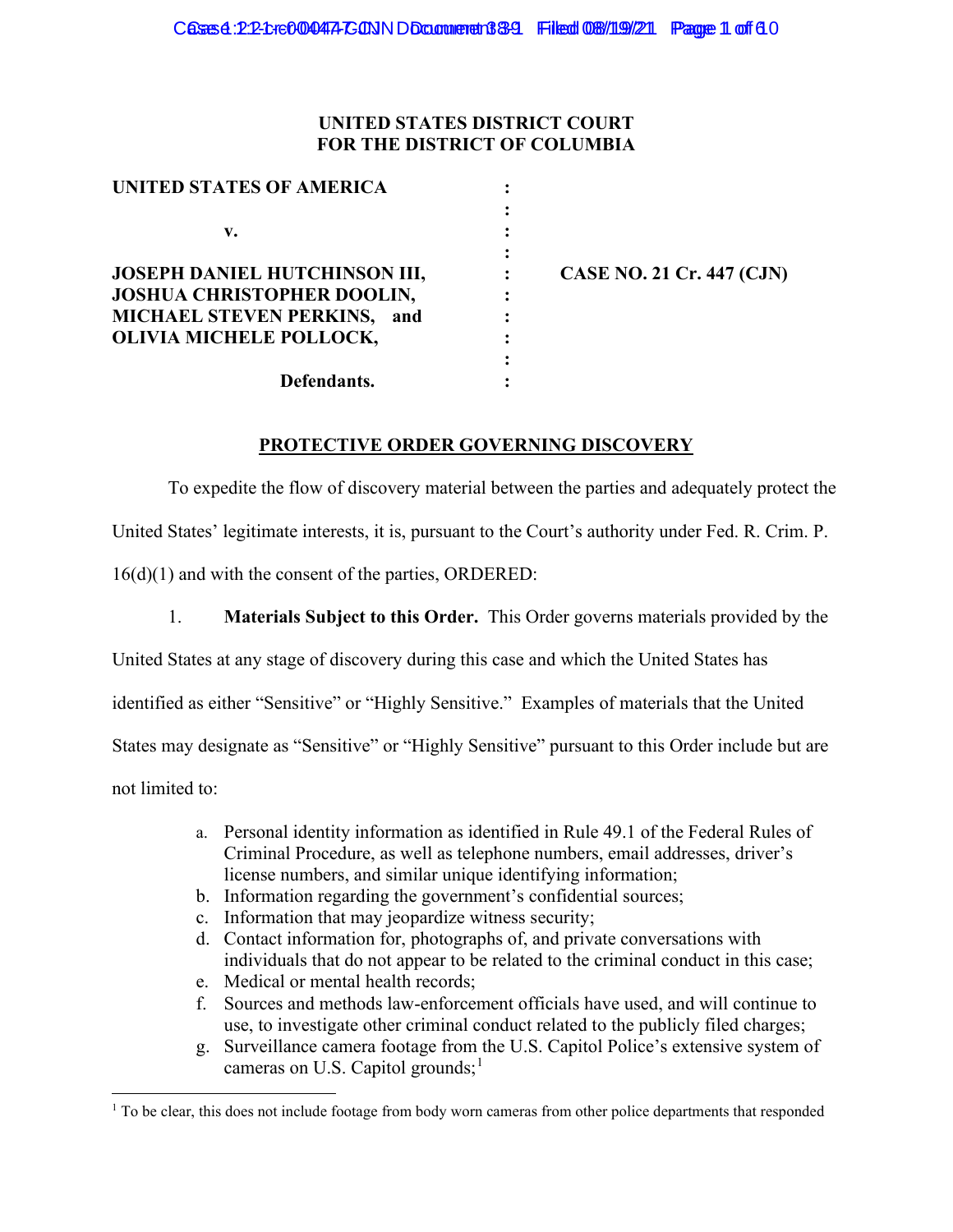**UNITED STATES DISTRICT COURT**
**FOR THE DISTRICT OF COLUMBIA**

| | | |
|---|---|---|
| **UNITED STATES OF AMERICA** | : | |
| | : | |
| **v.** | : | |
| | : | |
| **JOSEPH DANIEL HUTCHINSON III,** | : | **CASE NO. 21 Cr. 447 (CJN)** |
| **JOSHUA CHRISTOPHER DOOLIN,** | : | |
| **MICHAEL STEVEN PERKINS, and** | : | |
| **OLIVIA MICHELE POLLOCK,** | : | |
| | : | |
| **Defendants.** | : | |

**PROTECTIVE ORDER GOVERNING DISCOVERY**

To expedite the flow of discovery material between the parties and adequately protect the United States' legitimate interests, it is, pursuant to the Court's authority under Fed. R. Crim. P. 16(d)(1) and with the consent of the parties, ORDERED:

1. **Materials Subject to this Order.** This Order governs materials provided by the United States at any stage of discovery during this case and which the United States has identified as either "Sensitive" or "Highly Sensitive." Examples of materials that the United States may designate as "Sensitive" or "Highly Sensitive" pursuant to this Order include but are not limited to:

   a. Personal identity information as identified in Rule 49.1 of the Federal Rules of Criminal Procedure, as well as telephone numbers, email addresses, driver's license numbers, and similar unique identifying information;
   b. Information regarding the government's confidential sources;
   c. Information that may jeopardize witness security;
   d. Contact information for, photographs of, and private conversations with individuals that do not appear to be related to the criminal conduct in this case;
   e. Medical or mental health records;
   f. Sources and methods law-enforcement officials have used, and will continue to use, to investigate other criminal conduct related to the publicly filed charges;
   g. Surveillance camera footage from the U.S. Capitol Police's extensive system of cameras on U.S. Capitol grounds;[1]

[1] To be clear, this does not include footage from body worn cameras from other police departments that responded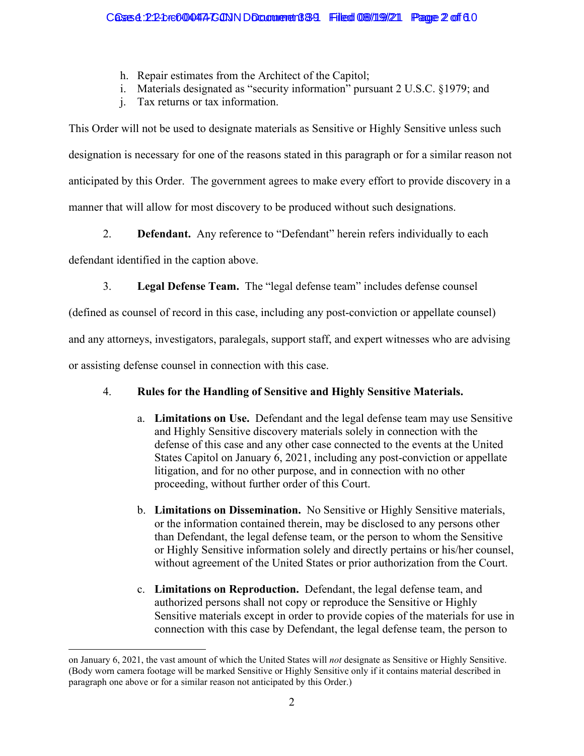h. Repair estimates from the Architect of the Capitol;
i. Materials designated as "security information" pursuant 2 U.S.C. §1979; and
j. Tax returns or tax information.

This Order will not be used to designate materials as Sensitive or Highly Sensitive unless such designation is necessary for one of the reasons stated in this paragraph or for a similar reason not anticipated by this Order. The government agrees to make every effort to provide discovery in a manner that will allow for most discovery to be produced without such designations.

2. **Defendant.** Any reference to "Defendant" herein refers individually to each defendant identified in the caption above.

3. **Legal Defense Team.** The "legal defense team" includes defense counsel (defined as counsel of record in this case, including any post-conviction or appellate counsel) and any attorneys, investigators, paralegals, support staff, and expert witnesses who are advising or assisting defense counsel in connection with this case.

4. **Rules for the Handling of Sensitive and Highly Sensitive Materials.**

   a. **Limitations on Use.** Defendant and the legal defense team may use Sensitive and Highly Sensitive discovery materials solely in connection with the defense of this case and any other case connected to the events at the United States Capitol on January 6, 2021, including any post-conviction or appellate litigation, and for no other purpose, and in connection with no other proceeding, without further order of this Court.

   b. **Limitations on Dissemination.** No Sensitive or Highly Sensitive materials, or the information contained therein, may be disclosed to any persons other than Defendant, the legal defense team, or the person to whom the Sensitive or Highly Sensitive information solely and directly pertains or his/her counsel, without agreement of the United States or prior authorization from the Court.

   c. **Limitations on Reproduction.** Defendant, the legal defense team, and authorized persons shall not copy or reproduce the Sensitive or Highly Sensitive materials except in order to provide copies of the materials for use in connection with this case by Defendant, the legal defense team, the person to

---

on January 6, 2021, the vast amount of which the United States will *not* designate as Sensitive or Highly Sensitive. (Body worn camera footage will be marked Sensitive or Highly Sensitive only if it contains material described in paragraph one above or for a similar reason not anticipated by this Order.)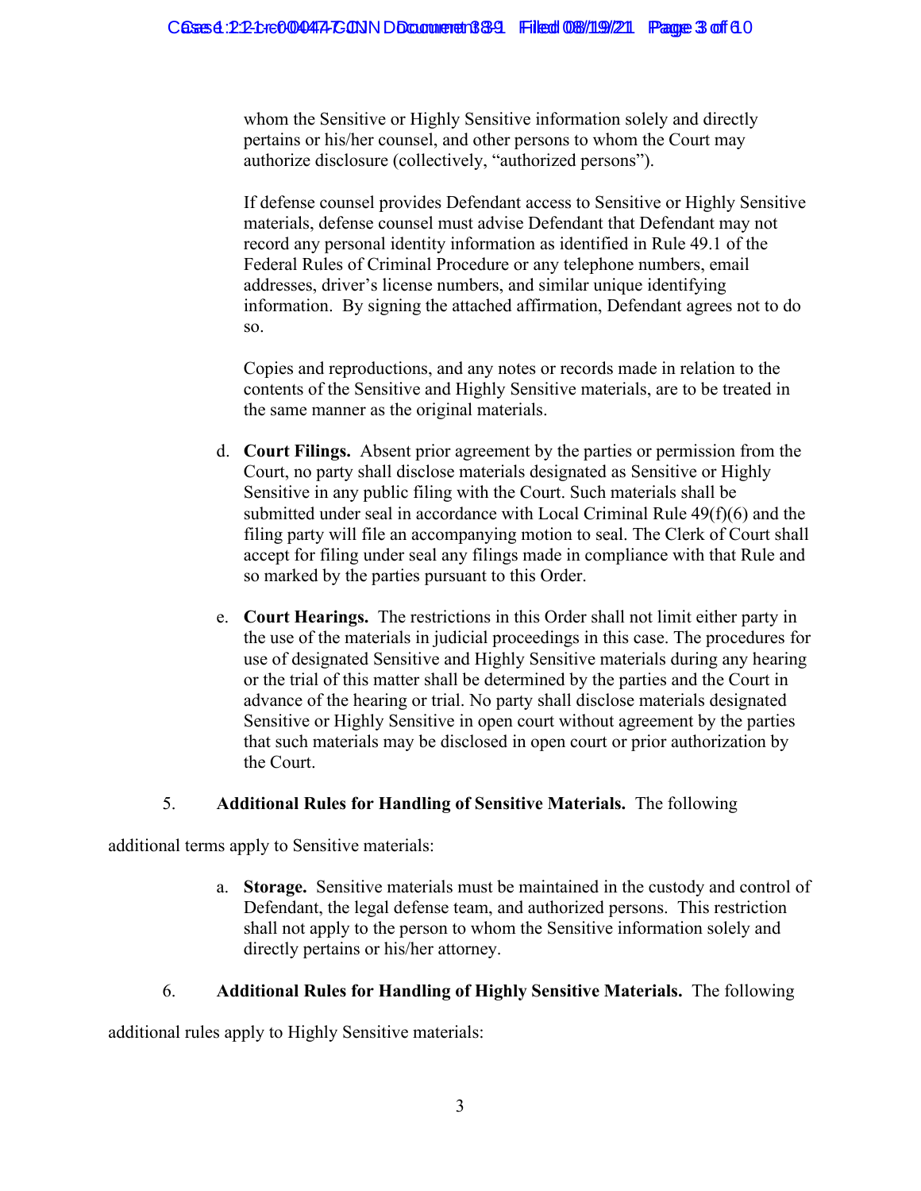whom the Sensitive or Highly Sensitive information solely and directly pertains or his/her counsel, and other persons to whom the Court may authorize disclosure (collectively, "authorized persons").

If defense counsel provides Defendant access to Sensitive or Highly Sensitive materials, defense counsel must advise Defendant that Defendant may not record any personal identity information as identified in Rule 49.1 of the Federal Rules of Criminal Procedure or any telephone numbers, email addresses, driver's license numbers, and similar unique identifying information. By signing the attached affirmation, Defendant agrees not to do so.

Copies and reproductions, and any notes or records made in relation to the contents of the Sensitive and Highly Sensitive materials, are to be treated in the same manner as the original materials.

d. **Court Filings.** Absent prior agreement by the parties or permission from the Court, no party shall disclose materials designated as Sensitive or Highly Sensitive in any public filing with the Court. Such materials shall be submitted under seal in accordance with Local Criminal Rule 49(f)(6) and the filing party will file an accompanying motion to seal. The Clerk of Court shall accept for filing under seal any filings made in compliance with that Rule and so marked by the parties pursuant to this Order.

e. **Court Hearings.** The restrictions in this Order shall not limit either party in the use of the materials in judicial proceedings in this case. The procedures for use of designated Sensitive and Highly Sensitive materials during any hearing or the trial of this matter shall be determined by the parties and the Court in advance of the hearing or trial. No party shall disclose materials designated Sensitive or Highly Sensitive in open court without agreement by the parties that such materials may be disclosed in open court or prior authorization by the Court.

5. **Additional Rules for Handling of Sensitive Materials.** The following additional terms apply to Sensitive materials:

a. **Storage.** Sensitive materials must be maintained in the custody and control of Defendant, the legal defense team, and authorized persons. This restriction shall not apply to the person to whom the Sensitive information solely and directly pertains or his/her attorney.

6. **Additional Rules for Handling of Highly Sensitive Materials.** The following additional rules apply to Highly Sensitive materials: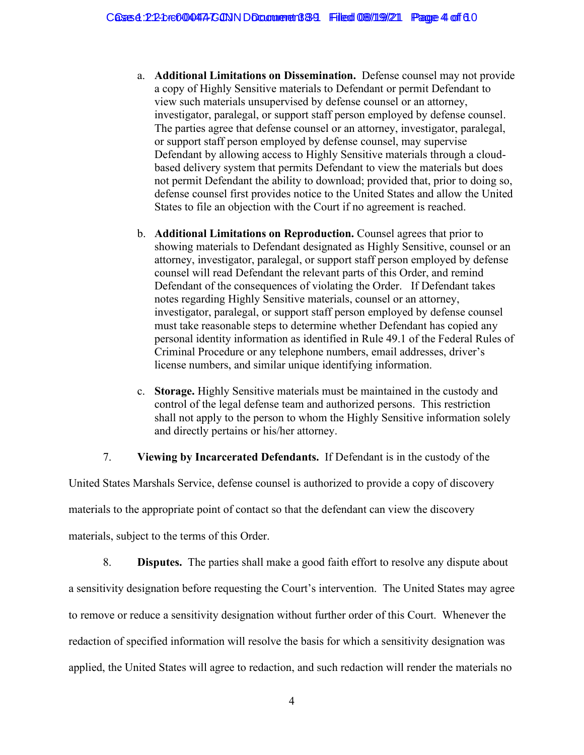a. **Additional Limitations on Dissemination.** Defense counsel may not provide a copy of Highly Sensitive materials to Defendant or permit Defendant to view such materials unsupervised by defense counsel or an attorney, investigator, paralegal, or support staff person employed by defense counsel. The parties agree that defense counsel or an attorney, investigator, paralegal, or support staff person employed by defense counsel, may supervise Defendant by allowing access to Highly Sensitive materials through a cloud-based delivery system that permits Defendant to view the materials but does not permit Defendant the ability to download; provided that, prior to doing so, defense counsel first provides notice to the United States and allow the United States to file an objection with the Court if no agreement is reached.

b. **Additional Limitations on Reproduction.** Counsel agrees that prior to showing materials to Defendant designated as Highly Sensitive, counsel or an attorney, investigator, paralegal, or support staff person employed by defense counsel will read Defendant the relevant parts of this Order, and remind Defendant of the consequences of violating the Order. If Defendant takes notes regarding Highly Sensitive materials, counsel or an attorney, investigator, paralegal, or support staff person employed by defense counsel must take reasonable steps to determine whether Defendant has copied any personal identity information as identified in Rule 49.1 of the Federal Rules of Criminal Procedure or any telephone numbers, email addresses, driver's license numbers, and similar unique identifying information.

c. **Storage.** Highly Sensitive materials must be maintained in the custody and control of the legal defense team and authorized persons. This restriction shall not apply to the person to whom the Highly Sensitive information solely and directly pertains or his/her attorney.

7. **Viewing by Incarcerated Defendants.** If Defendant is in the custody of the United States Marshals Service, defense counsel is authorized to provide a copy of discovery materials to the appropriate point of contact so that the defendant can view the discovery materials, subject to the terms of this Order.

8. **Disputes.** The parties shall make a good faith effort to resolve any dispute about a sensitivity designation before requesting the Court's intervention. The United States may agree to remove or reduce a sensitivity designation without further order of this Court. Whenever the redaction of specified information will resolve the basis for which a sensitivity designation was applied, the United States will agree to redaction, and such redaction will render the materials no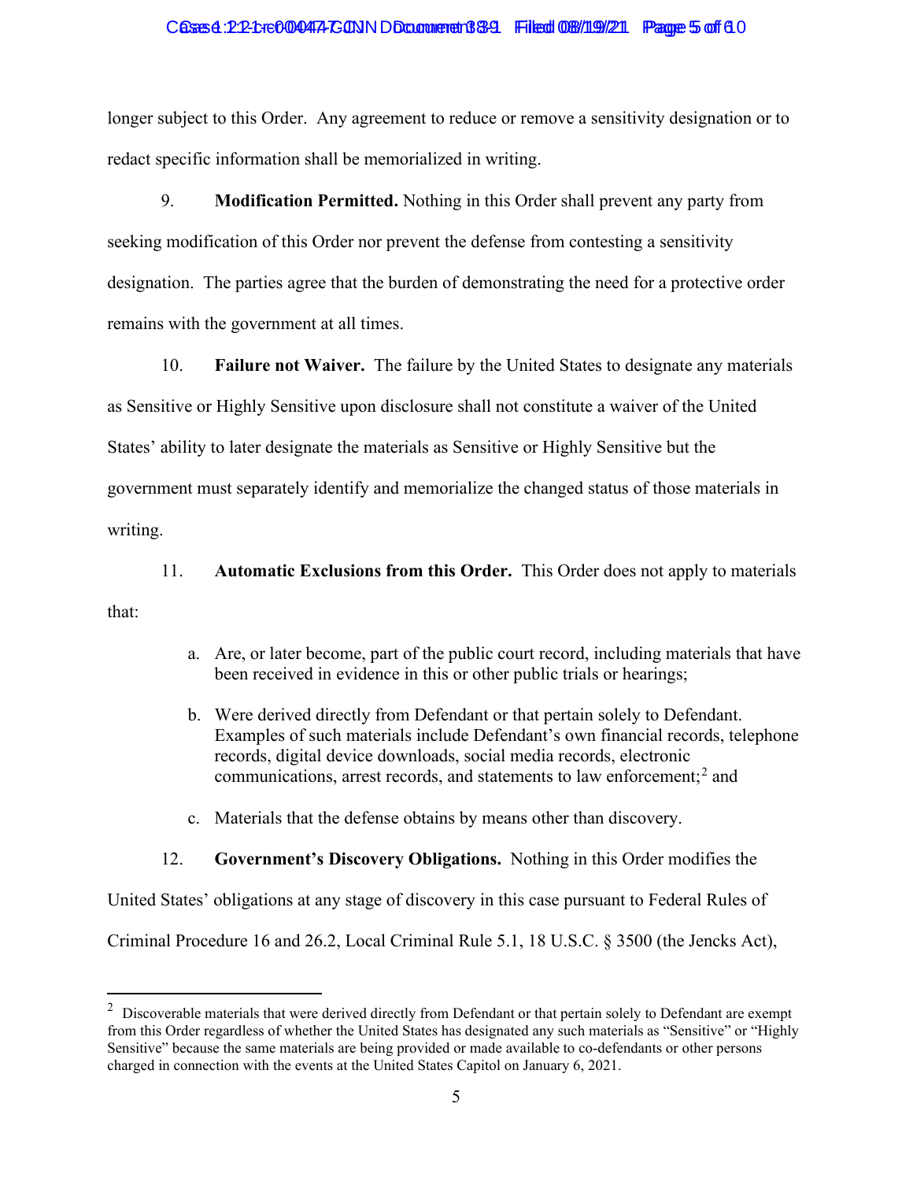longer subject to this Order. Any agreement to reduce or remove a sensitivity designation or to redact specific information shall be memorialized in writing.

9. **Modification Permitted.** Nothing in this Order shall prevent any party from seeking modification of this Order nor prevent the defense from contesting a sensitivity designation. The parties agree that the burden of demonstrating the need for a protective order remains with the government at all times.

10. **Failure not Waiver.** The failure by the United States to designate any materials as Sensitive or Highly Sensitive upon disclosure shall not constitute a waiver of the United States' ability to later designate the materials as Sensitive or Highly Sensitive but the government must separately identify and memorialize the changed status of those materials in writing.

11. **Automatic Exclusions from this Order.** This Order does not apply to materials that:

a. Are, or later become, part of the public court record, including materials that have been received in evidence in this or other public trials or hearings;

b. Were derived directly from Defendant or that pertain solely to Defendant. Examples of such materials include Defendant's own financial records, telephone records, digital device downloads, social media records, electronic communications, arrest records, and statements to law enforcement;[2] and

c. Materials that the defense obtains by means other than discovery.

12. **Government's Discovery Obligations.** Nothing in this Order modifies the United States' obligations at any stage of discovery in this case pursuant to Federal Rules of Criminal Procedure 16 and 26.2, Local Criminal Rule 5.1, 18 U.S.C. § 3500 (the Jencks Act),

---

[2] Discoverable materials that were derived directly from Defendant or that pertain solely to Defendant are exempt from this Order regardless of whether the United States has designated any such materials as "Sensitive" or "Highly Sensitive" because the same materials are being provided or made available to co-defendants or other persons charged in connection with the events at the United States Capitol on January 6, 2021.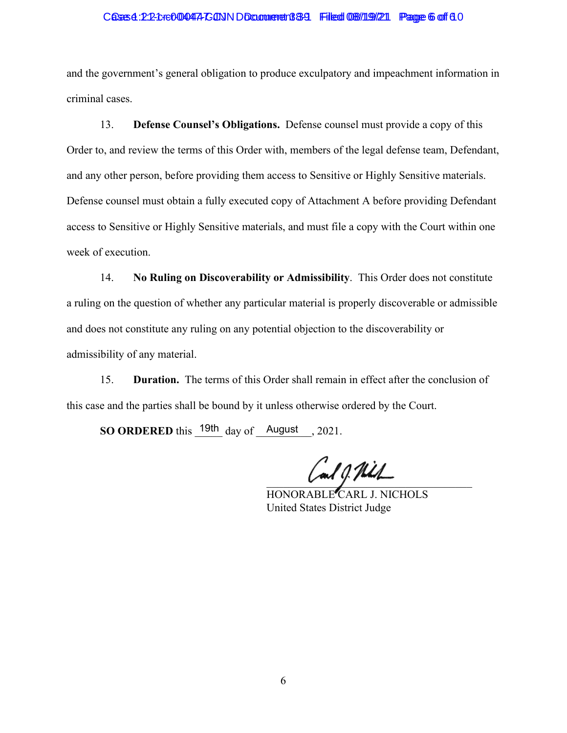and the government's general obligation to produce exculpatory and impeachment information in criminal cases.

13. **Defense Counsel's Obligations.** Defense counsel must provide a copy of this Order to, and review the terms of this Order with, members of the legal defense team, Defendant, and any other person, before providing them access to Sensitive or Highly Sensitive materials. Defense counsel must obtain a fully executed copy of Attachment A before providing Defendant access to Sensitive or Highly Sensitive materials, and must file a copy with the Court within one week of execution.

14. **No Ruling on Discoverability or Admissibility**. This Order does not constitute a ruling on the question of whether any particular material is properly discoverable or admissible and does not constitute any ruling on any potential objection to the discoverability or admissibility of any material.

15. **Duration.** The terms of this Order shall remain in effect after the conclusion of this case and the parties shall be bound by it unless otherwise ordered by the Court.

**SO ORDERED** this 19th day of August, 2021.

HONORABLE CARL J. NICHOLS
United States District Judge